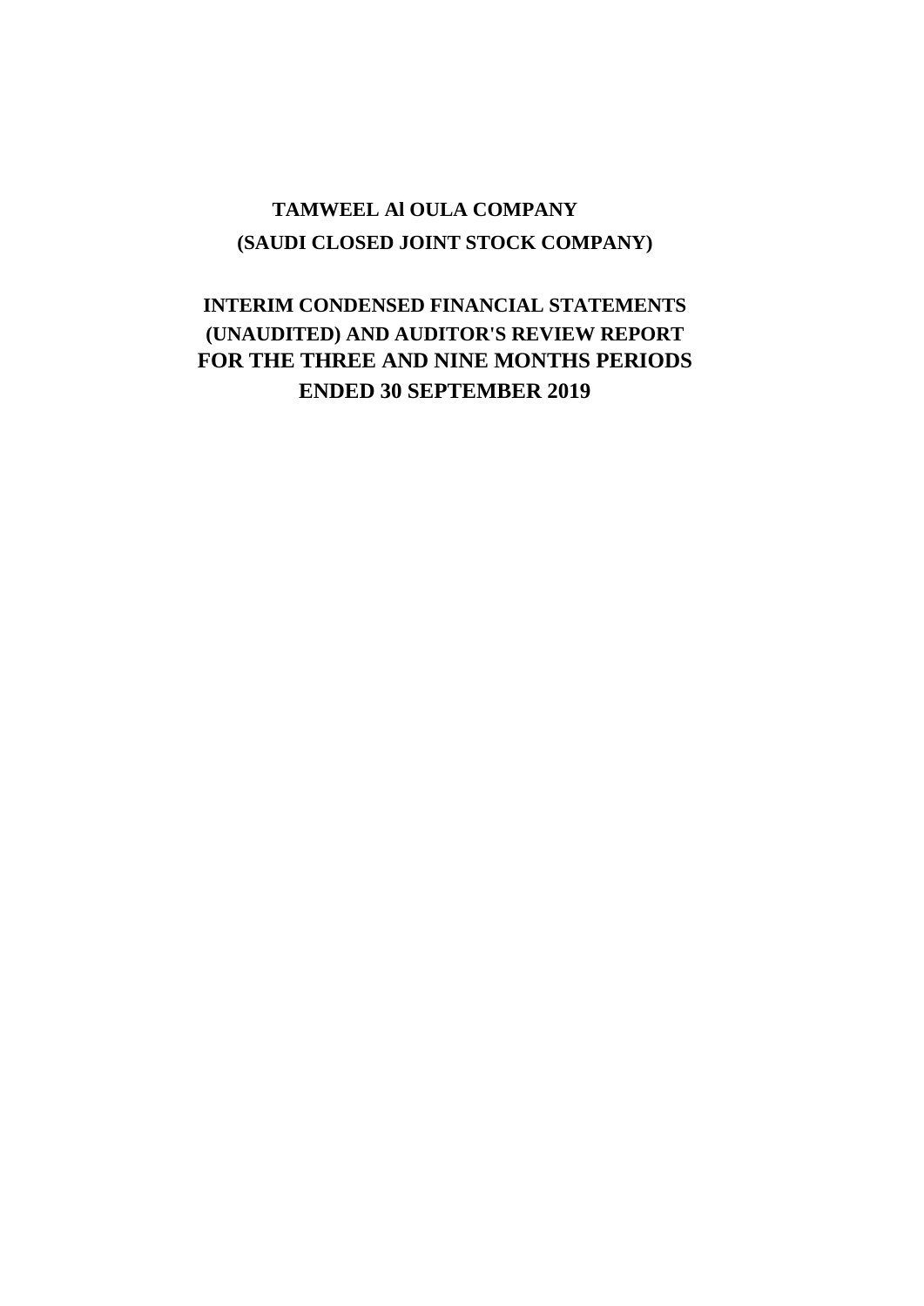# TAMWEEL Al OULA COMPANY

## (SAUDI CLOSED JOINT STOCK COMPANY)

## INTERIM CONDENSED FINANCIAL STATEMENTS (UNAUDITED) AND AUDITOR'S REVIEW REPORT FOR THE THREE AND NINE MONTHS PERIODS ENDED 30 SEPTEMBER 2019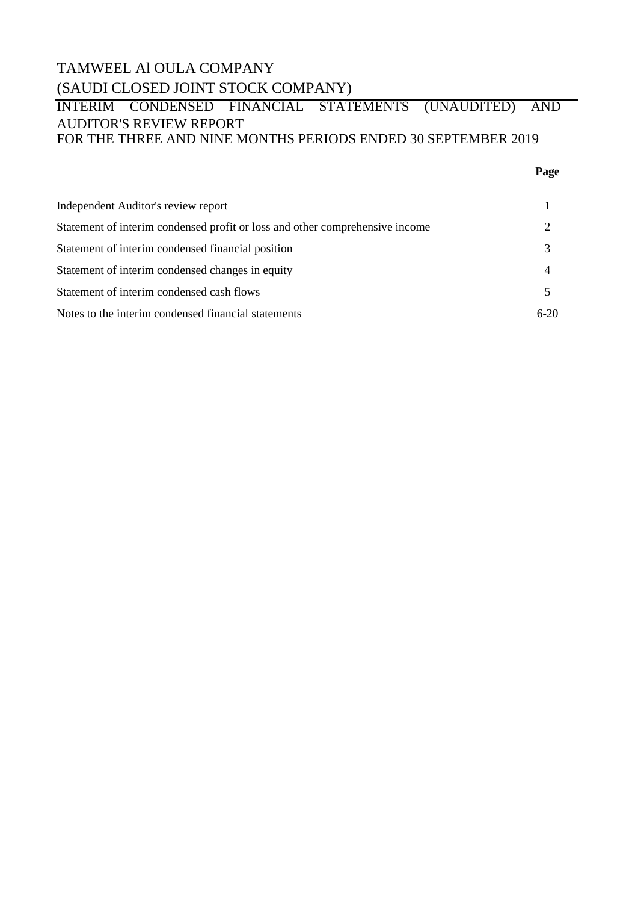# TAMWEEL Al OULA COMPANY
# (SAUDI CLOSED JOINT STOCK COMPANY)

INTERIM CONDENSED FINANCIAL STATEMENTS (UNAUDITED) AND AUDITOR'S REVIEW REPORT
FOR THE THREE AND NINE MONTHS PERIODS ENDED 30 SEPTEMBER 2019

| | **Page** |
|---|---|
| Independent Auditor's review report | 1 |
| Statement of interim condensed profit or loss and other comprehensive income | 2 |
| Statement of interim condensed financial position | 3 |
| Statement of interim condensed changes in equity | 4 |
| Statement of interim condensed cash flows | 5 |
| Notes to the interim condensed financial statements | 6-20 |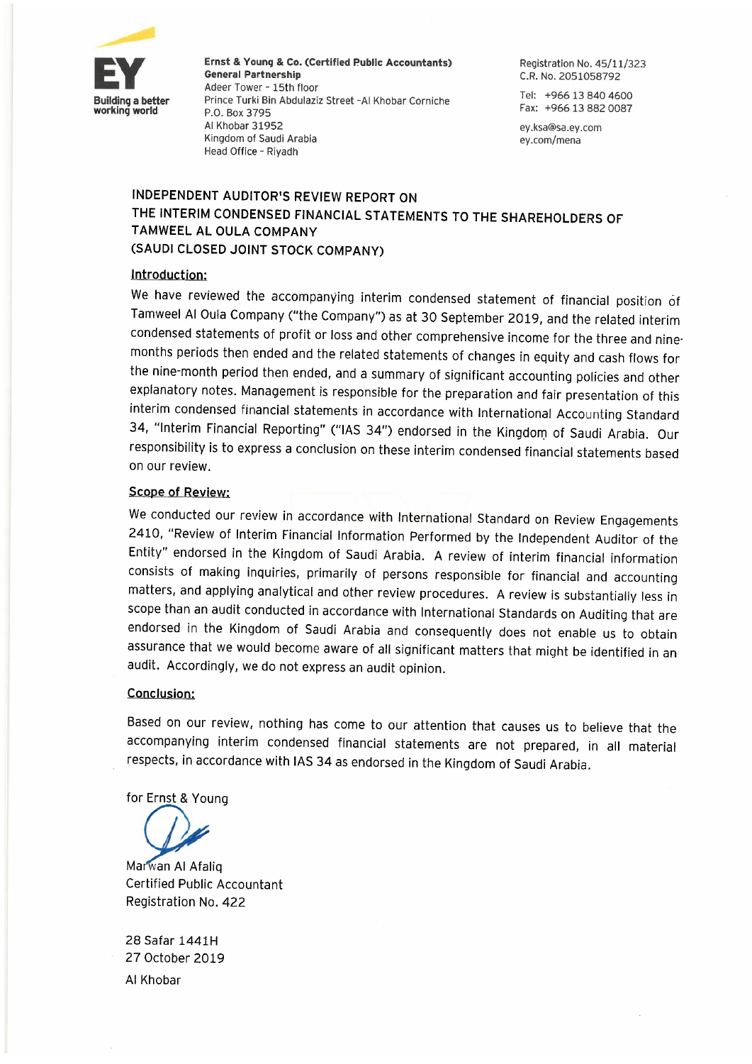EY
Building a better working world

**Ernst & Young & Co. (Certified Public Accountants)**
**General Partnership**
Adeer Tower - 15th floor
Prince Turki Bin Abdulaziz Street -Al Khobar Corniche
P.O. Box 3795
Al Khobar 31952
Kingdom of Saudi Arabia
Head Office - Riyadh

Registration No. 45/11/323
C.R. No. 2051058792

Tel: +966 13 840 4600
Fax: +966 13 882 0087

ey.ksa@sa.ey.com
ey.com/mena

## INDEPENDENT AUDITOR'S REVIEW REPORT ON THE INTERIM CONDENSED FINANCIAL STATEMENTS TO THE SHAREHOLDERS OF TAMWEEL AL OULA COMPANY (SAUDI CLOSED JOINT STOCK COMPANY)

### Introduction:

We have reviewed the accompanying interim condensed statement of financial position of Tamweel Al Oula Company ("the Company") as at 30 September 2019, and the related interim condensed statements of profit or loss and other comprehensive income for the three and nine-months periods then ended and the related statements of changes in equity and cash flows for the nine-month period then ended, and a summary of significant accounting policies and other explanatory notes. Management is responsible for the preparation and fair presentation of this interim condensed financial statements in accordance with International Accounting Standard 34, "Interim Financial Reporting" ("IAS 34") endorsed in the Kingdom of Saudi Arabia. Our responsibility is to express a conclusion on these interim condensed financial statements based on our review.

### Scope of Review:

We conducted our review in accordance with International Standard on Review Engagements 2410, "Review of Interim Financial Information Performed by the Independent Auditor of the Entity" endorsed in the Kingdom of Saudi Arabia. A review of interim financial information consists of making inquiries, primarily of persons responsible for financial and accounting matters, and applying analytical and other review procedures. A review is substantially less in scope than an audit conducted in accordance with International Standards on Auditing that are endorsed in the Kingdom of Saudi Arabia and consequently does not enable us to obtain assurance that we would become aware of all significant matters that might be identified in an audit. Accordingly, we do not express an audit opinion.

### Conclusion:

Based on our review, nothing has come to our attention that causes us to believe that the accompanying interim condensed financial statements are not prepared, in all material respects, in accordance with IAS 34 as endorsed in the Kingdom of Saudi Arabia.

for Ernst & Young

Marwan Al Afaliq
Certified Public Accountant
Registration No. 422

28 Safar 1441H
27 October 2019
Al Khobar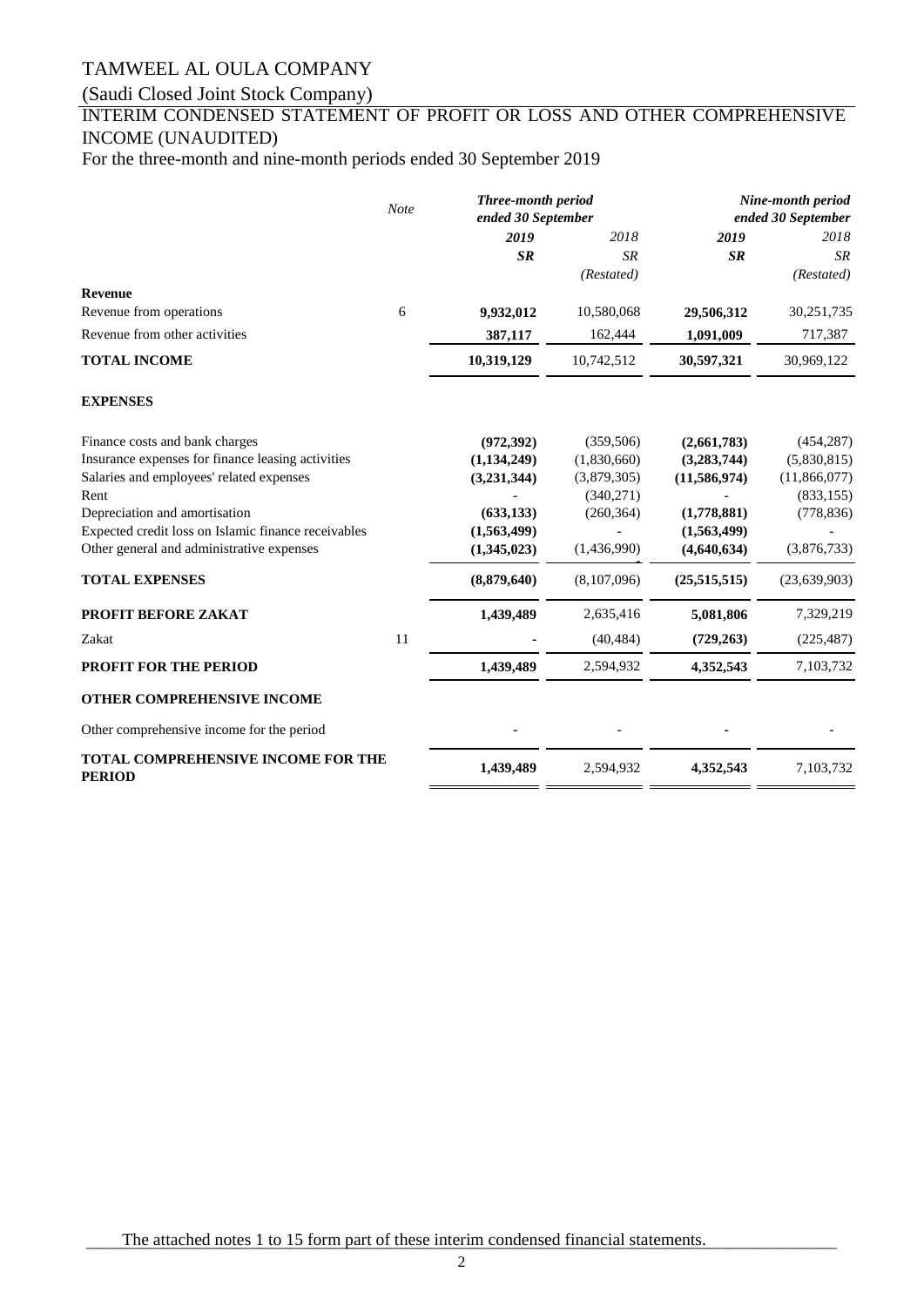# TAMWEEL AL OULA COMPANY

(Saudi Closed Joint Stock Company)

## INTERIM CONDENSED STATEMENT OF PROFIT OR LOSS AND OTHER COMPREHENSIVE INCOME (UNAUDITED)

For the three-month and nine-month periods ended 30 September 2019

| | *Note* | ***Three-month period ended 30 September*** | | ***Nine-month period ended 30 September*** | |
|---|---|---|---|---|---|
| | | ***2019*** | *2018* | ***2019*** | *2018* |
| | | ***SR*** | *SR* | ***SR*** | *SR* |
| | | | *(Restated)* | | *(Restated)* |
| **Revenue** | | | | | |
| Revenue from operations | 6 | **9,932,012** | 10,580,068 | **29,506,312** | 30,251,735 |
| Revenue from other activities | | **387,117** | 162,444 | **1,091,009** | 717,387 |
| **TOTAL INCOME** | | **10,319,129** | 10,742,512 | **30,597,321** | 30,969,122 |
| **EXPENSES** | | | | | |
| Finance costs and bank charges | | **(972,392)** | (359,506) | **(2,661,783)** | (454,287) |
| Insurance expenses for finance leasing activities | | **(1,134,249)** | (1,830,660) | **(3,283,744)** | (5,830,815) |
| Salaries and employees' related expenses | | **(3,231,344)** | (3,879,305) | **(11,586,974)** | (11,866,077) |
| Rent | | **-** | (340,271) | **-** | (833,155) |
| Depreciation and amortisation | | **(633,133)** | (260,364) | **(1,778,881)** | (778,836) |
| Expected credit loss on Islamic finance receivables | | **(1,563,499)** | - | **(1,563,499)** | - |
| Other general and administrative expenses | | **(1,345,023)** | (1,436,990) | **(4,640,634)** | (3,876,733) |
| **TOTAL EXPENSES** | | **(8,879,640)** | (8,107,096) | **(25,515,515)** | (23,639,903) |
| **PROFIT BEFORE ZAKAT** | | **1,439,489** | 2,635,416 | **5,081,806** | 7,329,219 |
| Zakat | 11 | **-** | (40,484) | **(729,263)** | (225,487) |
| **PROFIT FOR THE PERIOD** | | **1,439,489** | 2,594,932 | **4,352,543** | 7,103,732 |
| **OTHER COMPREHENSIVE INCOME** | | | | | |
| Other comprehensive income for the period | | **-** | - | **-** | - |
| **TOTAL COMPREHENSIVE INCOME FOR THE PERIOD** | | **1,439,489** | 2,594,932 | **4,352,543** | 7,103,732 |

The attached notes 1 to 15 form part of these interim condensed financial statements.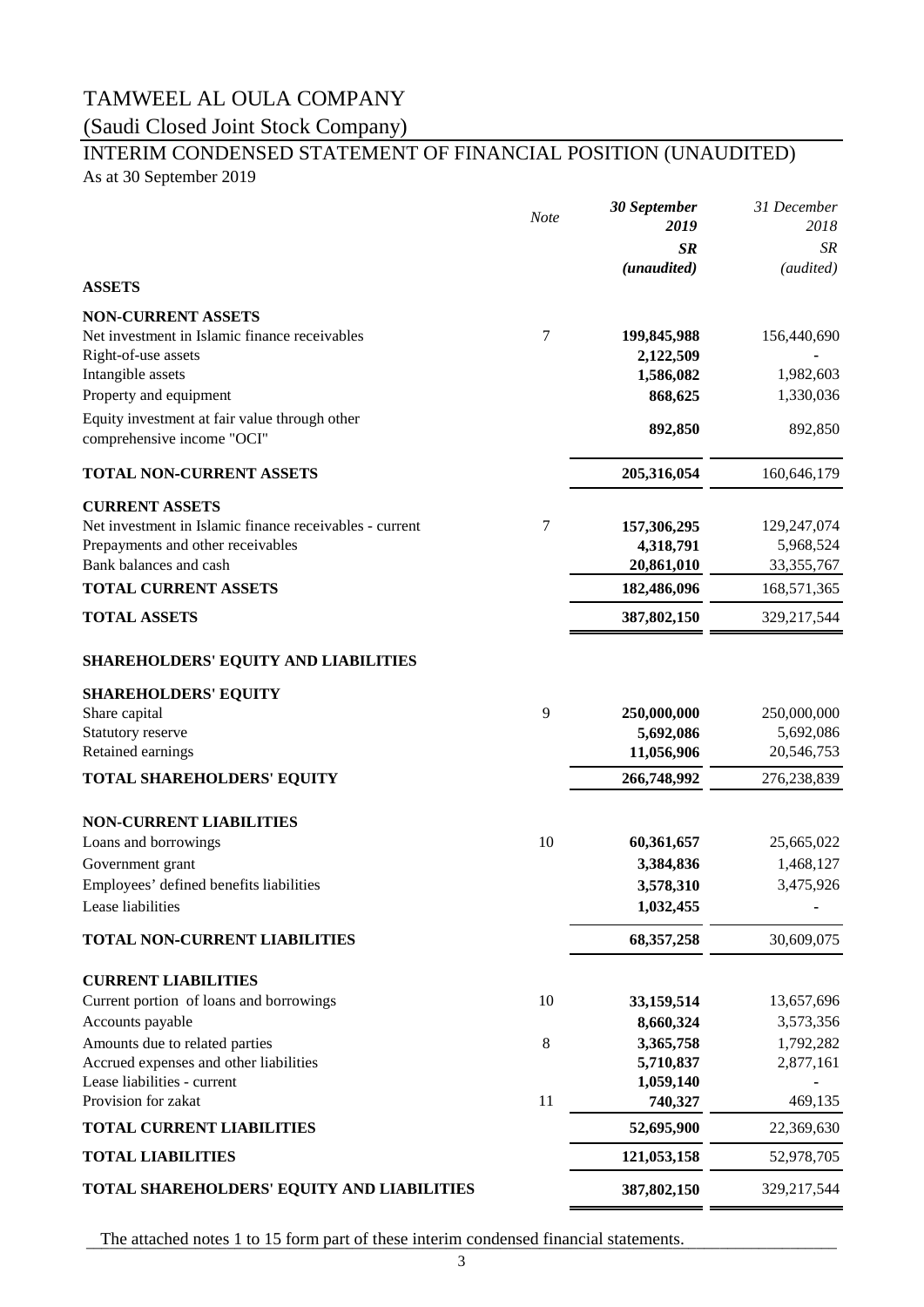# TAMWEEL AL OULA COMPANY

## (Saudi Closed Joint Stock Company)

## INTERIM CONDENSED STATEMENT OF FINANCIAL POSITION (UNAUDITED)

As at 30 September 2019

| | *Note* | ***30 September 2019*** | *31 December 2018* |
|---|---|---|---|
| | | ***SR*** | *SR* |
| | | ***(unaudited)*** | *(audited)* |
| **ASSETS** | | | |
| **NON-CURRENT ASSETS** | | | |
| Net investment in Islamic finance receivables | 7 | **199,845,988** | 156,440,690 |
| Right-of-use assets | | **2,122,509** | - |
| Intangible assets | | **1,586,082** | 1,982,603 |
| Property and equipment | | **868,625** | 1,330,036 |
| Equity investment at fair value through other comprehensive income "OCI" | | **892,850** | 892,850 |
| **TOTAL NON-CURRENT ASSETS** | | **205,316,054** | 160,646,179 |
| **CURRENT ASSETS** | | | |
| Net investment in Islamic finance receivables - current | 7 | **157,306,295** | 129,247,074 |
| Prepayments and other receivables | | **4,318,791** | 5,968,524 |
| Bank balances and cash | | **20,861,010** | 33,355,767 |
| **TOTAL CURRENT ASSETS** | | **182,486,096** | 168,571,365 |
| **TOTAL ASSETS** | | **387,802,150** | 329,217,544 |
| **SHAREHOLDERS' EQUITY AND LIABILITIES** | | | |
| **SHAREHOLDERS' EQUITY** | | | |
| Share capital | 9 | **250,000,000** | 250,000,000 |
| Statutory reserve | | **5,692,086** | 5,692,086 |
| Retained earnings | | **11,056,906** | 20,546,753 |
| **TOTAL SHAREHOLDERS' EQUITY** | | **266,748,992** | 276,238,839 |
| **NON-CURRENT LIABILITIES** | | | |
| Loans and borrowings | 10 | **60,361,657** | 25,665,022 |
| Government grant | | **3,384,836** | 1,468,127 |
| Employees' defined benefits liabilities | | **3,578,310** | 3,475,926 |
| Lease liabilities | | **1,032,455** | - |
| **TOTAL NON-CURRENT LIABILITIES** | | **68,357,258** | 30,609,075 |
| **CURRENT LIABILITIES** | | | |
| Current portion of loans and borrowings | 10 | **33,159,514** | 13,657,696 |
| Accounts payable | | **8,660,324** | 3,573,356 |
| Amounts due to related parties | 8 | **3,365,758** | 1,792,282 |
| Accrued expenses and other liabilities | | **5,710,837** | 2,877,161 |
| Lease liabilities - current | | **1,059,140** | - |
| Provision for zakat | 11 | **740,327** | 469,135 |
| **TOTAL CURRENT LIABILITIES** | | **52,695,900** | 22,369,630 |
| **TOTAL LIABILITIES** | | **121,053,158** | 52,978,705 |
| **TOTAL SHAREHOLDERS' EQUITY AND LIABILITIES** | | **387,802,150** | 329,217,544 |

The attached notes 1 to 15 form part of these interim condensed financial statements.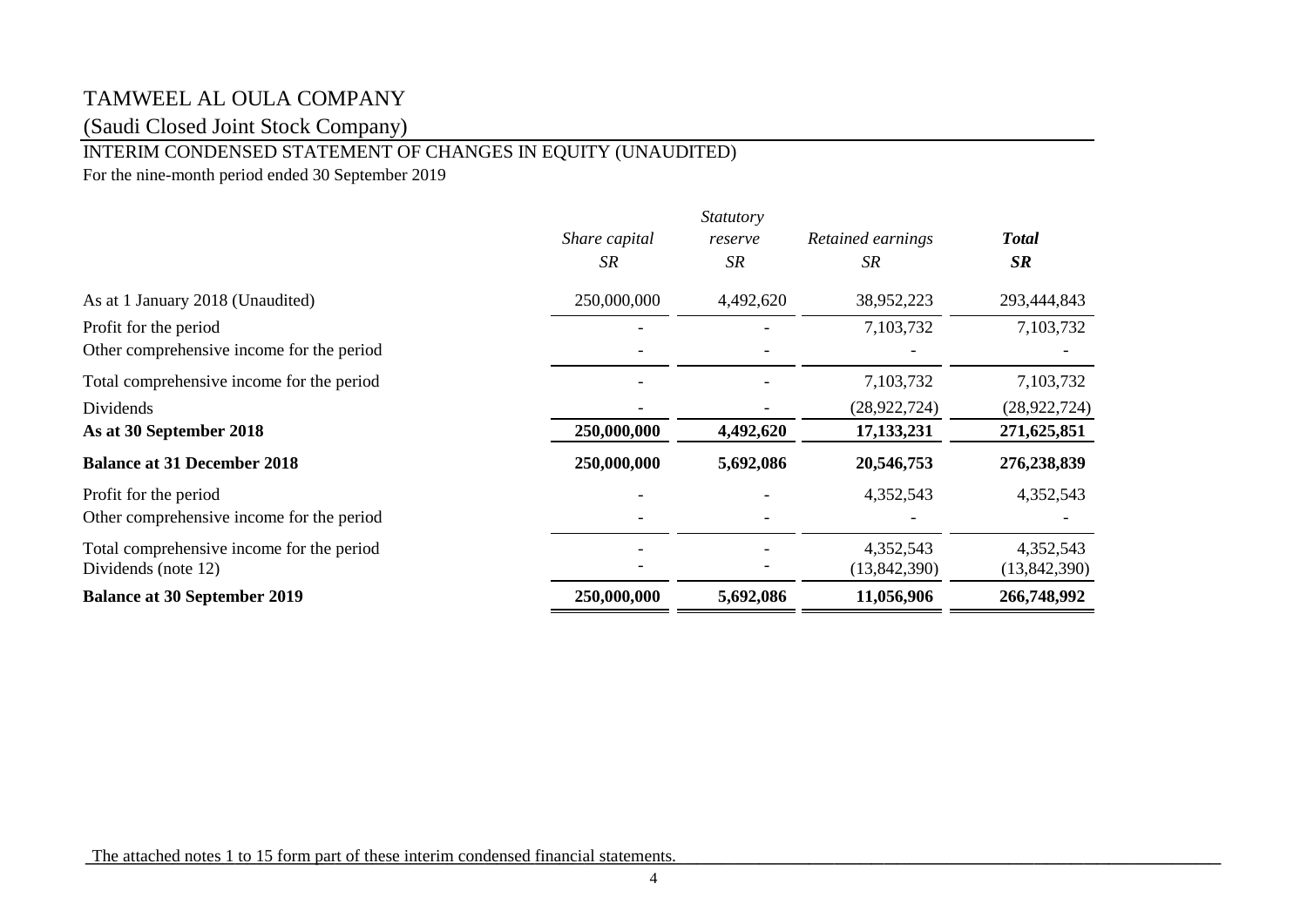# TAMWEEL AL OULA COMPANY

(Saudi Closed Joint Stock Company)

## INTERIM CONDENSED STATEMENT OF CHANGES IN EQUITY (UNAUDITED)

For the nine-month period ended 30 September 2019

| | *Share capital* | *Statutory reserve* | *Retained earnings* | ***Total*** |
|---|---|---|---|---|
| | *SR* | *SR* | *SR* | ***SR*** |
| As at 1 January 2018 (Unaudited) | 250,000,000 | 4,492,620 | 38,952,223 | 293,444,843 |
| Profit for the period | - | - | 7,103,732 | 7,103,732 |
| Other comprehensive income for the period | - | - | - | - |
| Total comprehensive income for the period | - | - | 7,103,732 | 7,103,732 |
| Dividends | - | - | (28,922,724) | (28,922,724) |
| **As at 30 September 2018** | **250,000,000** | **4,492,620** | **17,133,231** | **271,625,851** |
| **Balance at 31 December 2018** | **250,000,000** | **5,692,086** | **20,546,753** | **276,238,839** |
| Profit for the period | - | - | 4,352,543 | 4,352,543 |
| Other comprehensive income for the period | - | - | - | - |
| Total comprehensive income for the period | - | - | 4,352,543 | 4,352,543 |
| Dividends (note 12) | - | - | (13,842,390) | (13,842,390) |
| **Balance at 30 September 2019** | **250,000,000** | **5,692,086** | **11,056,906** | **266,748,992** |

The attached notes 1 to 15 form part of these interim condensed financial statements.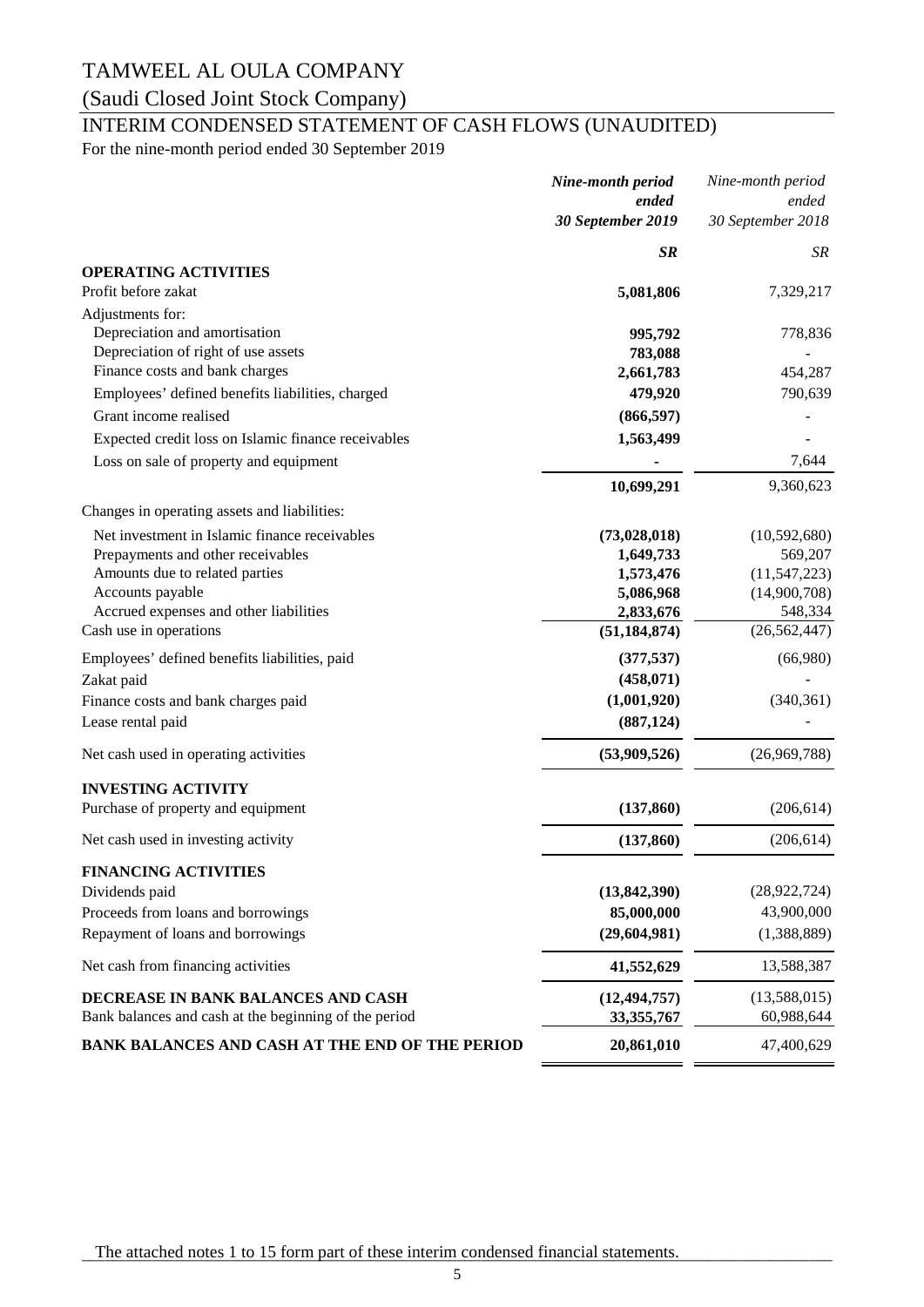# TAMWEEL AL OULA COMPANY

## (Saudi Closed Joint Stock Company)

## INTERIM CONDENSED STATEMENT OF CASH FLOWS (UNAUDITED)

For the nine-month period ended 30 September 2019

| | ***Nine-month period ended 30 September 2019*** | *Nine-month period ended 30 September 2018* |
|---|---|---|
| | ***SR*** | *SR* |
| **OPERATING ACTIVITIES** | | |
| Profit before zakat | **5,081,806** | 7,329,217 |
| Adjustments for: | | |
| Depreciation and amortisation | **995,792** | 778,836 |
| Depreciation of right of use assets | **783,088** | - |
| Finance costs and bank charges | **2,661,783** | 454,287 |
| Employees' defined benefits liabilities, charged | **479,920** | 790,639 |
| Grant income realised | **(866,597)** | - |
| Expected credit loss on Islamic finance receivables | **1,563,499** | - |
| Loss on sale of property and equipment | **-** | 7,644 |
| | **10,699,291** | 9,360,623 |
| Changes in operating assets and liabilities: | | |
| Net investment in Islamic finance receivables | **(73,028,018)** | (10,592,680) |
| Prepayments and other receivables | **1,649,733** | 569,207 |
| Amounts due to related parties | **1,573,476** | (11,547,223) |
| Accounts payable | **5,086,968** | (14,900,708) |
| Accrued expenses and other liabilities | **2,833,676** | 548,334 |
| Cash use in operations | **(51,184,874)** | (26,562,447) |
| Employees' defined benefits liabilities, paid | **(377,537)** | (66,980) |
| Zakat paid | **(458,071)** | - |
| Finance costs and bank charges paid | **(1,001,920)** | (340,361) |
| Lease rental paid | **(887,124)** | - |
| Net cash used in operating activities | **(53,909,526)** | (26,969,788) |
| **INVESTING ACTIVITY** | | |
| Purchase of property and equipment | **(137,860)** | (206,614) |
| Net cash used in investing activity | **(137,860)** | (206,614) |
| **FINANCING ACTIVITIES** | | |
| Dividends paid | **(13,842,390)** | (28,922,724) |
| Proceeds from loans and borrowings | **85,000,000** | 43,900,000 |
| Repayment of loans and borrowings | **(29,604,981)** | (1,388,889) |
| Net cash from financing activities | **41,552,629** | 13,588,387 |
| **DECREASE IN BANK BALANCES AND CASH** | **(12,494,757)** | (13,588,015) |
| Bank balances and cash at the beginning of the period | **33,355,767** | 60,988,644 |
| **BANK BALANCES AND CASH AT THE END OF THE PERIOD** | **20,861,010** | 47,400,629 |

The attached notes 1 to 15 form part of these interim condensed financial statements.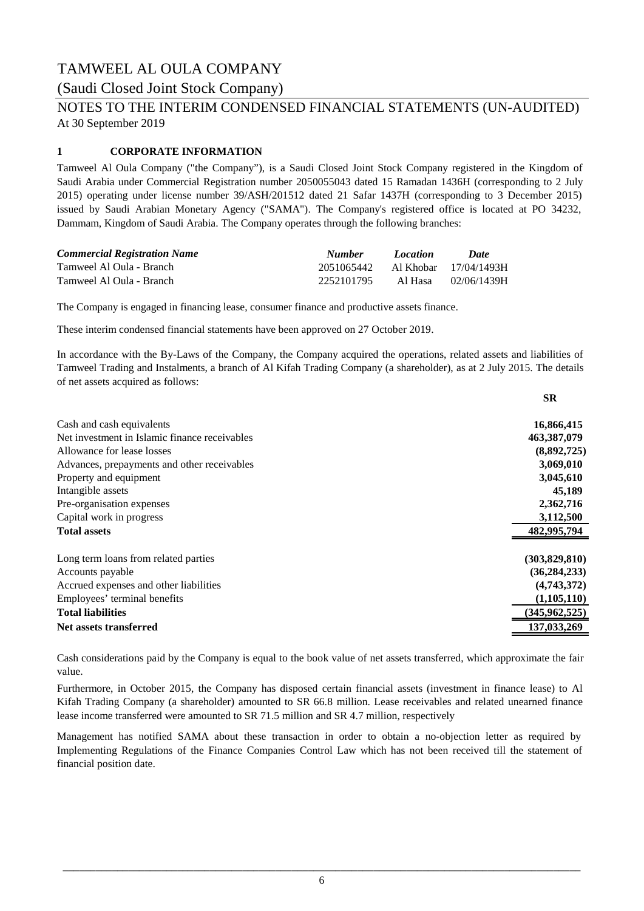# TAMWEEL AL OULA COMPANY

(Saudi Closed Joint Stock Company)

NOTES TO THE INTERIM CONDENSED FINANCIAL STATEMENTS (UN-AUDITED)

At 30 September 2019

## 1 CORPORATE INFORMATION

Tamweel Al Oula Company ("the Company"), is a Saudi Closed Joint Stock Company registered in the Kingdom of Saudi Arabia under Commercial Registration number 2050055043 dated 15 Ramadan 1436H (corresponding to 2 July 2015) operating under license number 39/ASH/201512 dated 21 Safar 1437H (corresponding to 3 December 2015) issued by Saudi Arabian Monetary Agency ("SAMA"). The Company's registered office is located at PO 34232, Dammam, Kingdom of Saudi Arabia. The Company operates through the following branches:

| *Commercial Registration Name* | *Number* | *Location* | *Date* |
|---|---|---|---|
| Tamweel Al Oula - Branch | 2051065442 | Al Khobar | 17/04/1493H |
| Tamweel Al Oula - Branch | 2252101795 | Al Hasa | 02/06/1439H |

The Company is engaged in financing lease, consumer finance and productive assets finance.

These interim condensed financial statements have been approved on 27 October 2019.

In accordance with the By-Laws of the Company, the Company acquired the operations, related assets and liabilities of Tamweel Trading and Instalments, a branch of Al Kifah Trading Company (a shareholder), as at 2 July 2015. The details of net assets acquired as follows:

| | **SR** |
|---|---|
| Cash and cash equivalents | **16,866,415** |
| Net investment in Islamic finance receivables | **463,387,079** |
| Allowance for lease losses | **(8,892,725)** |
| Advances, prepayments and other receivables | **3,069,010** |
| Property and equipment | **3,045,610** |
| Intangible assets | **45,189** |
| Pre-organisation expenses | **2,362,716** |
| Capital work in progress | **3,112,500** |
| **Total assets** | **482,995,794** |
| | |
| Long term loans from related parties | **(303,829,810)** |
| Accounts payable | **(36,284,233)** |
| Accrued expenses and other liabilities | **(4,743,372)** |
| Employees' terminal benefits | **(1,105,110)** |
| **Total liabilities** | **(345,962,525)** |
| **Net assets transferred** | **137,033,269** |

Cash considerations paid by the Company is equal to the book value of net assets transferred, which approximate the fair value.

Furthermore, in October 2015, the Company has disposed certain financial assets (investment in finance lease) to Al Kifah Trading Company (a shareholder) amounted to SR 66.8 million. Lease receivables and related unearned finance lease income transferred were amounted to SR 71.5 million and SR 4.7 million, respectively

Management has notified SAMA about these transaction in order to obtain a no-objection letter as required by Implementing Regulations of the Finance Companies Control Law which has not been received till the statement of financial position date.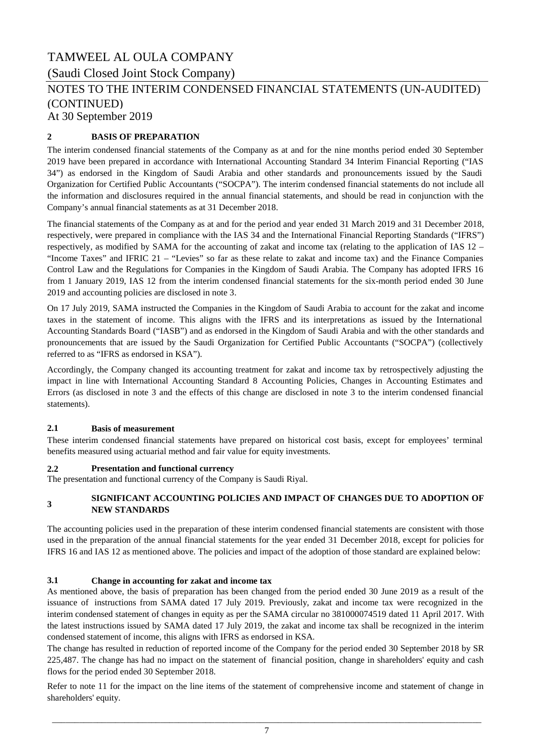# TAMWEEL AL OULA COMPANY

(Saudi Closed Joint Stock Company)

NOTES TO THE INTERIM CONDENSED FINANCIAL STATEMENTS (UN-AUDITED) (CONTINUED)

At 30 September 2019

## 2 BASIS OF PREPARATION

The interim condensed financial statements of the Company as at and for the nine months period ended 30 September 2019 have been prepared in accordance with International Accounting Standard 34 Interim Financial Reporting ("IAS 34") as endorsed in the Kingdom of Saudi Arabia and other standards and pronouncements issued by the Saudi Organization for Certified Public Accountants ("SOCPA"). The interim condensed financial statements do not include all the information and disclosures required in the annual financial statements, and should be read in conjunction with the Company's annual financial statements as at 31 December 2018.

The financial statements of the Company as at and for the period and year ended 31 March 2019 and 31 December 2018, respectively, were prepared in compliance with the IAS 34 and the International Financial Reporting Standards ("IFRS") respectively, as modified by SAMA for the accounting of zakat and income tax (relating to the application of IAS 12 – "Income Taxes" and IFRIC 21 – "Levies" so far as these relate to zakat and income tax) and the Finance Companies Control Law and the Regulations for Companies in the Kingdom of Saudi Arabia. The Company has adopted IFRS 16 from 1 January 2019, IAS 12 from the interim condensed financial statements for the six-month period ended 30 June 2019 and accounting policies are disclosed in note 3.

On 17 July 2019, SAMA instructed the Companies in the Kingdom of Saudi Arabia to account for the zakat and income taxes in the statement of income. This aligns with the IFRS and its interpretations as issued by the International Accounting Standards Board ("IASB") and as endorsed in the Kingdom of Saudi Arabia and with the other standards and pronouncements that are issued by the Saudi Organization for Certified Public Accountants ("SOCPA") (collectively referred to as "IFRS as endorsed in KSA").

Accordingly, the Company changed its accounting treatment for zakat and income tax by retrospectively adjusting the impact in line with International Accounting Standard 8 Accounting Policies, Changes in Accounting Estimates and Errors (as disclosed in note 3 and the effects of this change are disclosed in note 3 to the interim condensed financial statements).

### 2.1 Basis of measurement

These interim condensed financial statements have prepared on historical cost basis, except for employees' terminal benefits measured using actuarial method and fair value for equity investments.

### 2.2 Presentation and functional currency

The presentation and functional currency of the Company is Saudi Riyal.

## 3 SIGNIFICANT ACCOUNTING POLICIES AND IMPACT OF CHANGES DUE TO ADOPTION OF NEW STANDARDS

The accounting policies used in the preparation of these interim condensed financial statements are consistent with those used in the preparation of the annual financial statements for the year ended 31 December 2018, except for policies for IFRS 16 and IAS 12 as mentioned above. The policies and impact of the adoption of those standard are explained below:

### 3.1 Change in accounting for zakat and income tax

As mentioned above, the basis of preparation has been changed from the period ended 30 June 2019 as a result of the issuance of instructions from SAMA dated 17 July 2019. Previously, zakat and income tax were recognized in the interim condensed statement of changes in equity as per the SAMA circular no 381000074519 dated 11 April 2017. With the latest instructions issued by SAMA dated 17 July 2019, the zakat and income tax shall be recognized in the interim condensed statement of income, this aligns with IFRS as endorsed in KSA.

The change has resulted in reduction of reported income of the Company for the period ended 30 September 2018 by SR 225,487. The change has had no impact on the statement of financial position, change in shareholders' equity and cash flows for the period ended 30 September 2018.

Refer to note 11 for the impact on the line items of the statement of comprehensive income and statement of change in shareholders' equity.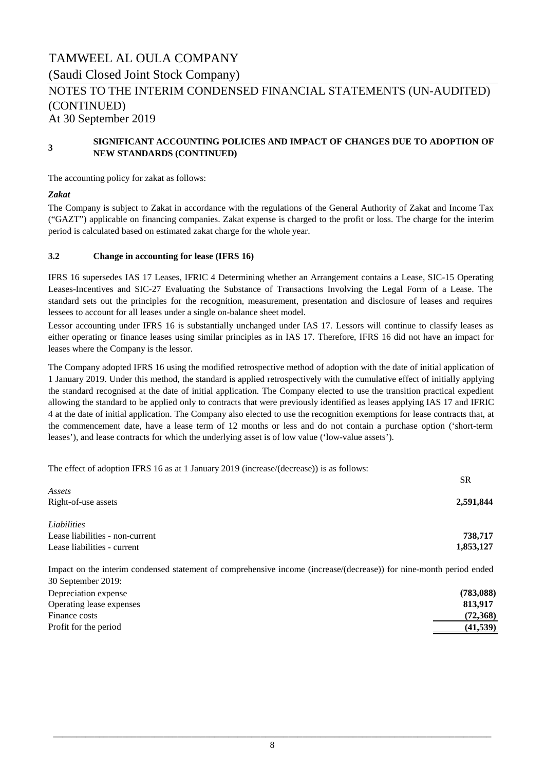# TAMWEEL AL OULA COMPANY

(Saudi Closed Joint Stock Company)

NOTES TO THE INTERIM CONDENSED FINANCIAL STATEMENTS (UN-AUDITED) (CONTINUED)

At 30 September 2019

## 3 SIGNIFICANT ACCOUNTING POLICIES AND IMPACT OF CHANGES DUE TO ADOPTION OF NEW STANDARDS (CONTINUED)

The accounting policy for zakat as follows:

***Zakat***

The Company is subject to Zakat in accordance with the regulations of the General Authority of Zakat and Income Tax ("GAZT") applicable on financing companies. Zakat expense is charged to the profit or loss. The charge for the interim period is calculated based on estimated zakat charge for the whole year.

### 3.2 Change in accounting for lease (IFRS 16)

IFRS 16 supersedes IAS 17 Leases, IFRIC 4 Determining whether an Arrangement contains a Lease, SIC-15 Operating Leases-Incentives and SIC-27 Evaluating the Substance of Transactions Involving the Legal Form of a Lease. The standard sets out the principles for the recognition, measurement, presentation and disclosure of leases and requires lessees to account for all leases under a single on-balance sheet model.

Lessor accounting under IFRS 16 is substantially unchanged under IAS 17. Lessors will continue to classify leases as either operating or finance leases using similar principles as in IAS 17. Therefore, IFRS 16 did not have an impact for leases where the Company is the lessor.

The Company adopted IFRS 16 using the modified retrospective method of adoption with the date of initial application of 1 January 2019. Under this method, the standard is applied retrospectively with the cumulative effect of initially applying the standard recognised at the date of initial application. The Company elected to use the transition practical expedient allowing the standard to be applied only to contracts that were previously identified as leases applying IAS 17 and IFRIC 4 at the date of initial application. The Company also elected to use the recognition exemptions for lease contracts that, at the commencement date, have a lease term of 12 months or less and do not contain a purchase option ('short-term leases'), and lease contracts for which the underlying asset is of low value ('low-value assets').

The effect of adoption IFRS 16 as at 1 January 2019 (increase/(decrease)) is as follows:

| | SR |
|---|---|
| *Assets* | |
| Right-of-use assets | **2,591,844** |
| *Liabilities* | |
| Lease liabilities - non-current | **738,717** |
| Lease liabilities - current | **1,853,127** |

Impact on the interim condensed statement of comprehensive income (increase/(decrease)) for nine-month period ended 30 September 2019:

| | |
|---|---|
| Depreciation expense | **(783,088)** |
| Operating lease expenses | **813,917** |
| Finance costs | **(72,368)** |
| Profit for the period | **(41,539)** |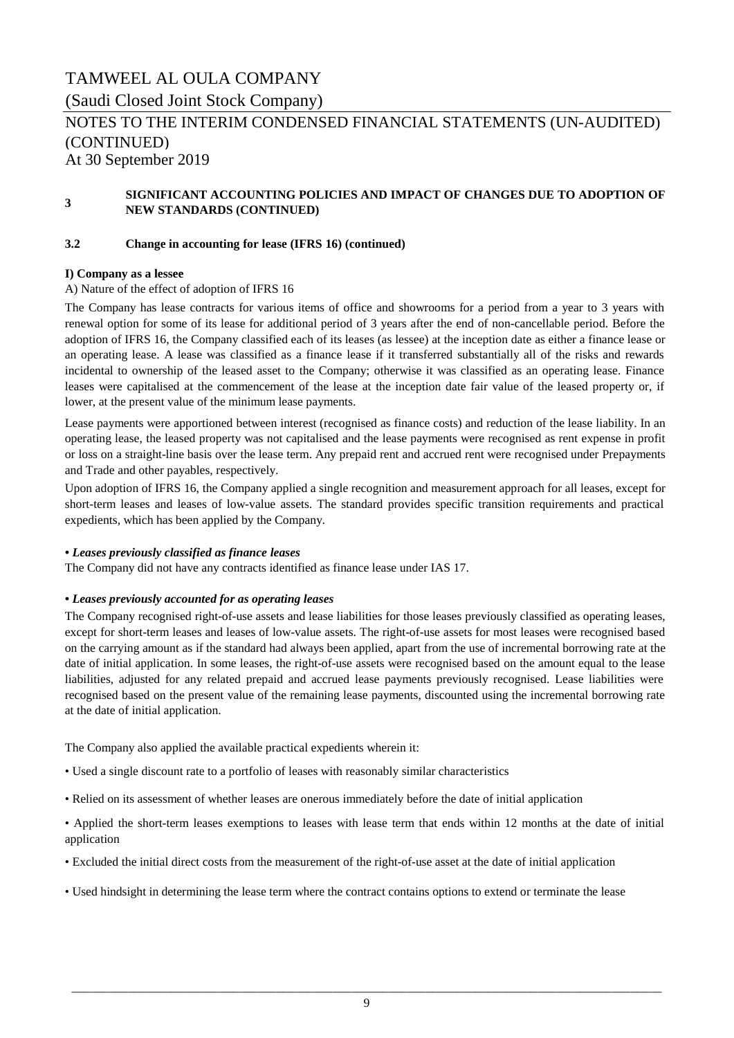## 3 SIGNIFICANT ACCOUNTING POLICIES AND IMPACT OF CHANGES DUE TO ADOPTION OF NEW STANDARDS (CONTINUED)

### 3.2 Change in accounting for lease (IFRS 16) (continued)

**I) Company as a lessee**

A) Nature of the effect of adoption of IFRS 16

The Company has lease contracts for various items of office and showrooms for a period from a year to 3 years with renewal option for some of its lease for additional period of 3 years after the end of non-cancellable period. Before the adoption of IFRS 16, the Company classified each of its leases (as lessee) at the inception date as either a finance lease or an operating lease. A lease was classified as a finance lease if it transferred substantially all of the risks and rewards incidental to ownership of the leased asset to the Company; otherwise it was classified as an operating lease. Finance leases were capitalised at the commencement of the lease at the inception date fair value of the leased property or, if lower, at the present value of the minimum lease payments.

Lease payments were apportioned between interest (recognised as finance costs) and reduction of the lease liability. In an operating lease, the leased property was not capitalised and the lease payments were recognised as rent expense in profit or loss on a straight-line basis over the lease term. Any prepaid rent and accrued rent were recognised under Prepayments and Trade and other payables, respectively.

Upon adoption of IFRS 16, the Company applied a single recognition and measurement approach for all leases, except for short-term leases and leases of low-value assets. The standard provides specific transition requirements and practical expedients, which has been applied by the Company.

**• *Leases previously classified as finance leases***

The Company did not have any contracts identified as finance lease under IAS 17.

**• *Leases previously accounted for as operating leases***

The Company recognised right-of-use assets and lease liabilities for those leases previously classified as operating leases, except for short-term leases and leases of low-value assets. The right-of-use assets for most leases were recognised based on the carrying amount as if the standard had always been applied, apart from the use of incremental borrowing rate at the date of initial application. In some leases, the right-of-use assets were recognised based on the amount equal to the lease liabilities, adjusted for any related prepaid and accrued lease payments previously recognised. Lease liabilities were recognised based on the present value of the remaining lease payments, discounted using the incremental borrowing rate at the date of initial application.

The Company also applied the available practical expedients wherein it:

- Used a single discount rate to a portfolio of leases with reasonably similar characteristics
- Relied on its assessment of whether leases are onerous immediately before the date of initial application
- Applied the short-term leases exemptions to leases with lease term that ends within 12 months at the date of initial application
- Excluded the initial direct costs from the measurement of the right-of-use asset at the date of initial application
- Used hindsight in determining the lease term where the contract contains options to extend or terminate the lease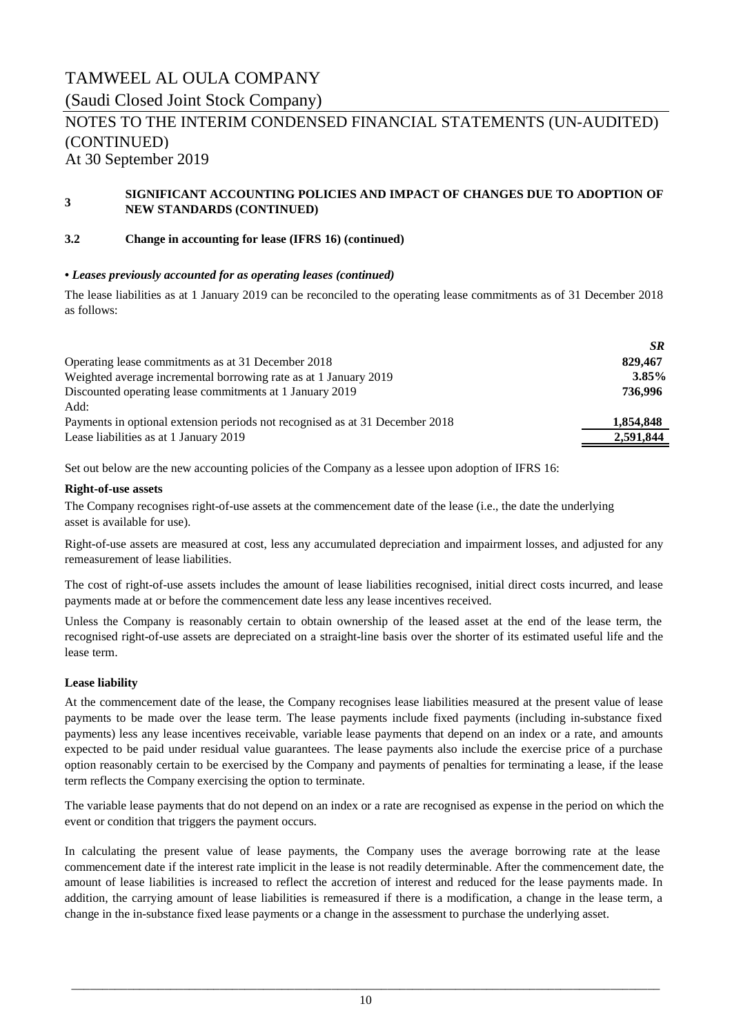# TAMWEEL AL OULA COMPANY

(Saudi Closed Joint Stock Company)

## NOTES TO THE INTERIM CONDENSED FINANCIAL STATEMENTS (UN-AUDITED) (CONTINUED)

At 30 September 2019

### 3 SIGNIFICANT ACCOUNTING POLICIES AND IMPACT OF CHANGES DUE TO ADOPTION OF NEW STANDARDS (CONTINUED)

### 3.2 Change in accounting for lease (IFRS 16) (continued)

***• Leases previously accounted for as operating leases (continued)***

The lease liabilities as at 1 January 2019 can be reconciled to the operating lease commitments as of 31 December 2018 as follows:

| | ***SR*** |
|---|---|
| Operating lease commitments as at 31 December 2018 | **829,467** |
| Weighted average incremental borrowing rate as at 1 January 2019 | **3.85%** |
| Discounted operating lease commitments at 1 January 2019 | **736,996** |
| Add: | |
| Payments in optional extension periods not recognised as at 31 December 2018 | **1,854,848** |
| Lease liabilities as at 1 January 2019 | **2,591,844** |

Set out below are the new accounting policies of the Company as a lessee upon adoption of IFRS 16:

**Right-of-use assets**

The Company recognises right-of-use assets at the commencement date of the lease (i.e., the date the underlying asset is available for use).

Right-of-use assets are measured at cost, less any accumulated depreciation and impairment losses, and adjusted for any remeasurement of lease liabilities.

The cost of right-of-use assets includes the amount of lease liabilities recognised, initial direct costs incurred, and lease payments made at or before the commencement date less any lease incentives received.

Unless the Company is reasonably certain to obtain ownership of the leased asset at the end of the lease term, the recognised right-of-use assets are depreciated on a straight-line basis over the shorter of its estimated useful life and the lease term.

**Lease liability**

At the commencement date of the lease, the Company recognises lease liabilities measured at the present value of lease payments to be made over the lease term. The lease payments include fixed payments (including in-substance fixed payments) less any lease incentives receivable, variable lease payments that depend on an index or a rate, and amounts expected to be paid under residual value guarantees. The lease payments also include the exercise price of a purchase option reasonably certain to be exercised by the Company and payments of penalties for terminating a lease, if the lease term reflects the Company exercising the option to terminate.

The variable lease payments that do not depend on an index or a rate are recognised as expense in the period on which the event or condition that triggers the payment occurs.

In calculating the present value of lease payments, the Company uses the average borrowing rate at the lease commencement date if the interest rate implicit in the lease is not readily determinable. After the commencement date, the amount of lease liabilities is increased to reflect the accretion of interest and reduced for the lease payments made. In addition, the carrying amount of lease liabilities is remeasured if there is a modification, a change in the lease term, a change in the in-substance fixed lease payments or a change in the assessment to purchase the underlying asset.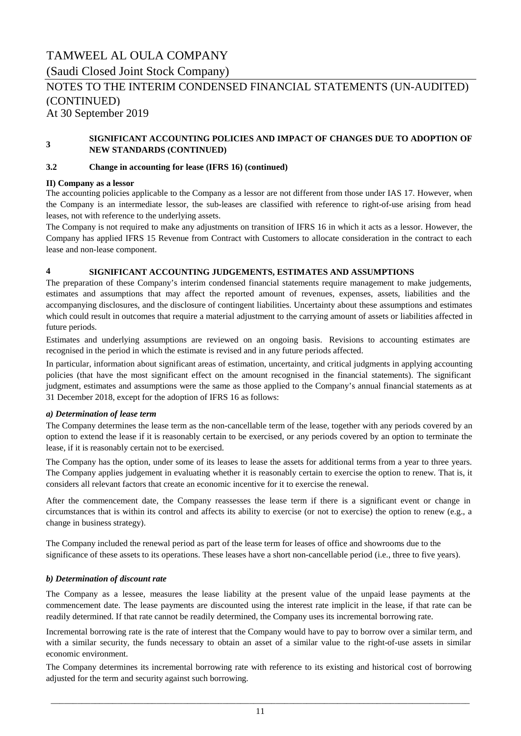## 3 SIGNIFICANT ACCOUNTING POLICIES AND IMPACT OF CHANGES DUE TO ADOPTION OF NEW STANDARDS (CONTINUED)

### 3.2 Change in accounting for lease (IFRS 16) (continued)

**II) Company as a lessor**

The accounting policies applicable to the Company as a lessor are not different from those under IAS 17. However, when the Company is an intermediate lessor, the sub-leases are classified with reference to right-of-use arising from head leases, not with reference to the underlying assets.

The Company is not required to make any adjustments on transition of IFRS 16 in which it acts as a lessor. However, the Company has applied IFRS 15 Revenue from Contract with Customers to allocate consideration in the contract to each lease and non-lease component.

## 4 SIGNIFICANT ACCOUNTING JUDGEMENTS, ESTIMATES AND ASSUMPTIONS

The preparation of these Company's interim condensed financial statements require management to make judgements, estimates and assumptions that may affect the reported amount of revenues, expenses, assets, liabilities and the accompanying disclosures, and the disclosure of contingent liabilities. Uncertainty about these assumptions and estimates which could result in outcomes that require a material adjustment to the carrying amount of assets or liabilities affected in future periods.

Estimates and underlying assumptions are reviewed on an ongoing basis. Revisions to accounting estimates are recognised in the period in which the estimate is revised and in any future periods affected.

In particular, information about significant areas of estimation, uncertainty, and critical judgments in applying accounting policies (that have the most significant effect on the amount recognised in the financial statements). The significant judgment, estimates and assumptions were the same as those applied to the Company's annual financial statements as at 31 December 2018, except for the adoption of IFRS 16 as follows:

***a) Determination of lease term***

The Company determines the lease term as the non-cancellable term of the lease, together with any periods covered by an option to extend the lease if it is reasonably certain to be exercised, or any periods covered by an option to terminate the lease, if it is reasonably certain not to be exercised.

The Company has the option, under some of its leases to lease the assets for additional terms from a year to three years. The Company applies judgement in evaluating whether it is reasonably certain to exercise the option to renew. That is, it considers all relevant factors that create an economic incentive for it to exercise the renewal.

After the commencement date, the Company reassesses the lease term if there is a significant event or change in circumstances that is within its control and affects its ability to exercise (or not to exercise) the option to renew (e.g., a change in business strategy).

The Company included the renewal period as part of the lease term for leases of office and showrooms due to the significance of these assets to its operations. These leases have a short non-cancellable period (i.e., three to five years).

***b) Determination of discount rate***

The Company as a lessee, measures the lease liability at the present value of the unpaid lease payments at the commencement date. The lease payments are discounted using the interest rate implicit in the lease, if that rate can be readily determined. If that rate cannot be readily determined, the Company uses its incremental borrowing rate.

Incremental borrowing rate is the rate of interest that the Company would have to pay to borrow over a similar term, and with a similar security, the funds necessary to obtain an asset of a similar value to the right-of-use assets in similar economic environment.

The Company determines its incremental borrowing rate with reference to its existing and historical cost of borrowing adjusted for the term and security against such borrowing.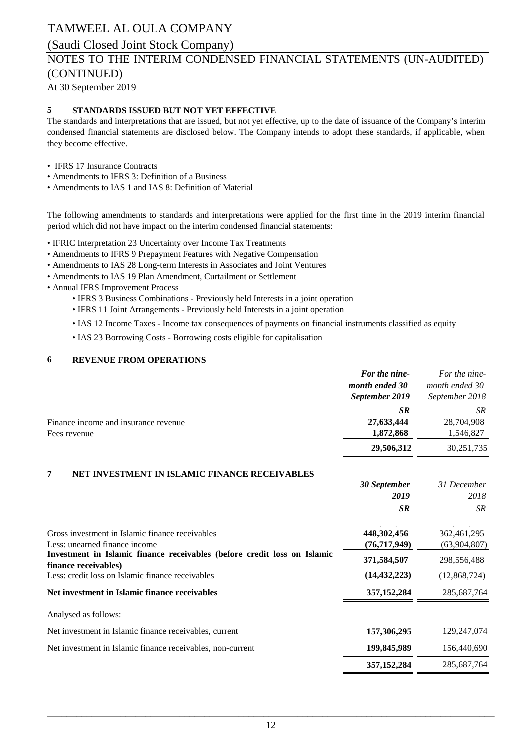# TAMWEEL AL OULA COMPANY

(Saudi Closed Joint Stock Company)

NOTES TO THE INTERIM CONDENSED FINANCIAL STATEMENTS (UN-AUDITED) (CONTINUED)

At 30 September 2019

## 5 STANDARDS ISSUED BUT NOT YET EFFECTIVE

The standards and interpretations that are issued, but not yet effective, up to the date of issuance of the Company's interim condensed financial statements are disclosed below. The Company intends to adopt these standards, if applicable, when they become effective.

- IFRS 17 Insurance Contracts
- Amendments to IFRS 3: Definition of a Business
- Amendments to IAS 1 and IAS 8: Definition of Material

The following amendments to standards and interpretations were applied for the first time in the 2019 interim financial period which did not have impact on the interim condensed financial statements:

- IFRIC Interpretation 23 Uncertainty over Income Tax Treatments
- Amendments to IFRS 9 Prepayment Features with Negative Compensation
- Amendments to IAS 28 Long-term Interests in Associates and Joint Ventures
- Amendments to IAS 19 Plan Amendment, Curtailment or Settlement
- Annual IFRS Improvement Process
  - IFRS 3 Business Combinations - Previously held Interests in a joint operation
  - IFRS 11 Joint Arrangements - Previously held Interests in a joint operation
  - IAS 12 Income Taxes - Income tax consequences of payments on financial instruments classified as equity
  - IAS 23 Borrowing Costs - Borrowing costs eligible for capitalisation

## 6 REVENUE FROM OPERATIONS

| | ***For the nine-month ended 30 September 2019*** | *For the nine-month ended 30 September 2018* |
|---|---|---|
| | ***SR*** | *SR* |
| Finance income and insurance revenue | **27,633,444** | 28,704,908 |
| Fees revenue | **1,872,868** | 1,546,827 |
| | **29,506,312** | 30,251,735 |

## 7 NET INVESTMENT IN ISLAMIC FINANCE RECEIVABLES

| | ***30 September 2019*** | *31 December 2018* |
|---|---|---|
| | ***SR*** | *SR* |
| Gross investment in Islamic finance receivables | **448,302,456** | 362,461,295 |
| Less: unearned finance income | **(76,717,949)** | (63,904,807) |
| **Investment in Islamic finance receivables (before credit loss on Islamic finance receivables)** | **371,584,507** | 298,556,488 |
| Less: credit loss on Islamic finance receivables | **(14,432,223)** | (12,868,724) |
| **Net investment in Islamic finance receivables** | **357,152,284** | 285,687,764 |
| Analysed as follows: | | |
| Net investment in Islamic finance receivables, current | **157,306,295** | 129,247,074 |
| Net investment in Islamic finance receivables, non-current | **199,845,989** | 156,440,690 |
| | **357,152,284** | 285,687,764 |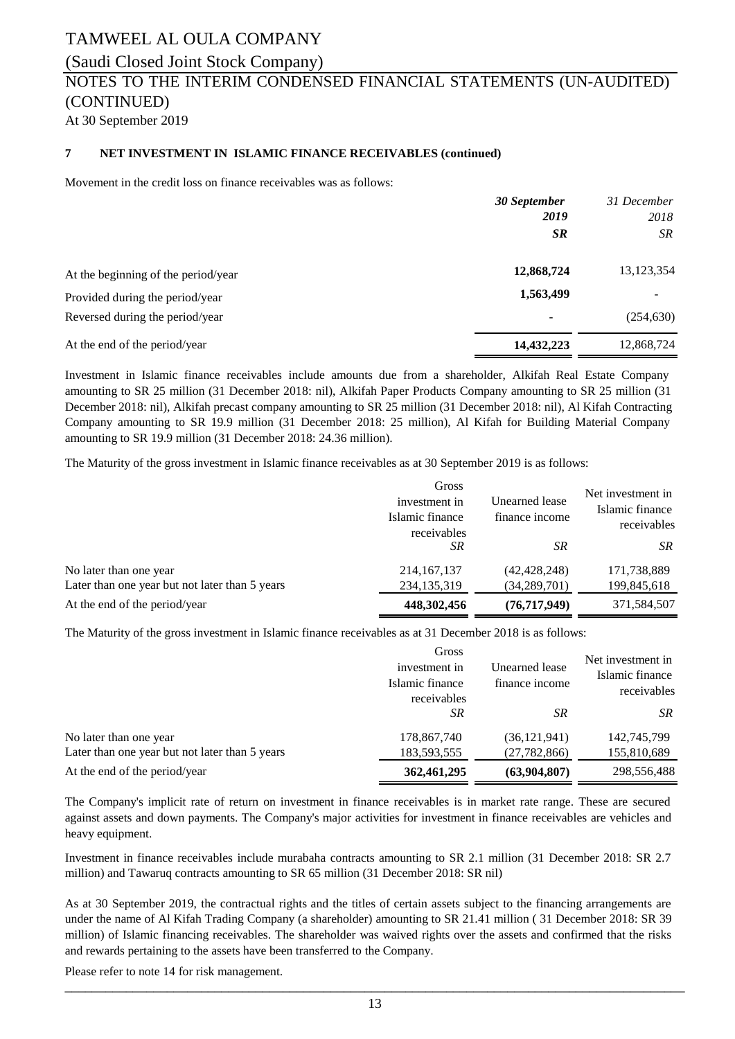### 7 NET INVESTMENT IN ISLAMIC FINANCE RECEIVABLES (continued)

Movement in the credit loss on finance receivables was as follows:

| | ***30 September 2019*** | *31 December 2018* |
|---|---|---|
| | ***SR*** | *SR* |
| At the beginning of the period/year | **12,868,724** | 13,123,354 |
| Provided during the period/year | **1,563,499** | - |
| Reversed during the period/year | - | (254,630) |
| At the end of the period/year | **14,432,223** | 12,868,724 |

Investment in Islamic finance receivables include amounts due from a shareholder, Alkifah Real Estate Company amounting to SR 25 million (31 December 2018: nil), Alkifah Paper Products Company amounting to SR 25 million (31 December 2018: nil), Alkifah precast company amounting to SR 25 million (31 December 2018: nil), Al Kifah Contracting Company amounting to SR 19.9 million (31 December 2018: 25 million), Al Kifah for Building Material Company amounting to SR 19.9 million (31 December 2018: 24.36 million).

The Maturity of the gross investment in Islamic finance receivables as at 30 September 2019 is as follows:

| | Gross investment in Islamic finance receivables | Unearned lease finance income | Net investment in Islamic finance receivables |
|---|---|---|---|
| | *SR* | *SR* | *SR* |
| No later than one year | 214,167,137 | (42,428,248) | 171,738,889 |
| Later than one year but not later than 5 years | 234,135,319 | (34,289,701) | 199,845,618 |
| At the end of the period/year | **448,302,456** | **(76,717,949)** | 371,584,507 |

The Maturity of the gross investment in Islamic finance receivables as at 31 December 2018 is as follows:

| | Gross investment in Islamic finance receivables | Unearned lease finance income | Net investment in Islamic finance receivables |
|---|---|---|---|
| | *SR* | *SR* | *SR* |
| No later than one year | 178,867,740 | (36,121,941) | 142,745,799 |
| Later than one year but not later than 5 years | 183,593,555 | (27,782,866) | 155,810,689 |
| At the end of the period/year | **362,461,295** | **(63,904,807)** | 298,556,488 |

The Company's implicit rate of return on investment in finance receivables is in market rate range. These are secured against assets and down payments. The Company's major activities for investment in finance receivables are vehicles and heavy equipment.

Investment in finance receivables include murabaha contracts amounting to SR 2.1 million (31 December 2018: SR 2.7 million) and Tawaruq contracts amounting to SR 65 million (31 December 2018: SR nil)

As at 30 September 2019, the contractual rights and the titles of certain assets subject to the financing arrangements are under the name of Al Kifah Trading Company (a shareholder) amounting to SR 21.41 million ( 31 December 2018: SR 39 million) of Islamic financing receivables. The shareholder was waived rights over the assets and confirmed that the risks and rewards pertaining to the assets have been transferred to the Company.

Please refer to note 14 for risk management.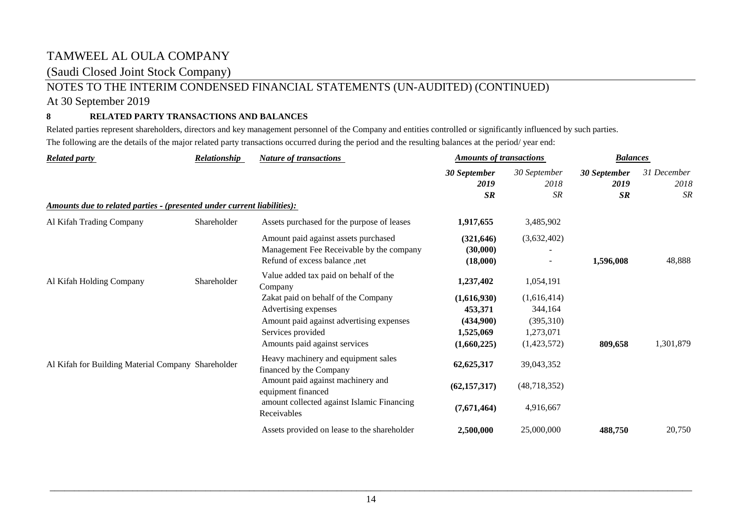# TAMWEEL AL OULA COMPANY

(Saudi Closed Joint Stock Company)

## NOTES TO THE INTERIM CONDENSED FINANCIAL STATEMENTS (UN-AUDITED) (CONTINUED)

At 30 September 2019

### 8 RELATED PARTY TRANSACTIONS AND BALANCES

Related parties represent shareholders, directors and key management personnel of the Company and entities controlled or significantly influenced by such parties.

The following are the details of the major related party transactions occurred during the period and the resulting balances at the period/ year end:

| ***Related party*** | ***Relationship*** | ***Nature of transactions*** | ***Amounts of transactions*** | | ***Balances*** | |
|---|---|---|---|---|---|---|
| | | | ***30 September 2019 SR*** | *30 September 2018 SR* | ***30 September 2019 SR*** | *31 December 2018 SR* |
| ***Amounts due to related parties - (presented under current liabilities):*** | | | | | | |
| Al Kifah Trading Company | Shareholder | Assets purchased for the purpose of leases | **1,917,655** | 3,485,902 | | |
| | | Amount paid against assets purchased | **(321,646)** | (3,632,402) | | |
| | | Management Fee Receivable by the company | **(30,000)** | - | | |
| | | Refund of excess balance ,net | **(18,000)** | - | **1,596,008** | 48,888 |
| Al Kifah Holding Company | Shareholder | Value added tax paid on behalf of the Company | **1,237,402** | 1,054,191 | | |
| | | Zakat paid on behalf of the Company | **(1,616,930)** | (1,616,414) | | |
| | | Advertising expenses | **453,371** | 344,164 | | |
| | | Amount paid against advertising expenses | **(434,900)** | (395,310) | | |
| | | Services provided | **1,525,069** | 1,273,071 | | |
| | | Amounts paid against services | **(1,660,225)** | (1,423,572) | **809,658** | 1,301,879 |
| Al Kifah for Building Material Company | Shareholder | Heavy machinery and equipment sales financed by the Company | **62,625,317** | 39,043,352 | | |
| | | Amount paid against machinery and equipment financed | **(62,157,317)** | (48,718,352) | | |
| | | amount collected against Islamic Financing Receivables | **(7,671,464)** | 4,916,667 | | |
| | | Assets provided on lease to the shareholder | **2,500,000** | 25,000,000 | **488,750** | 20,750 |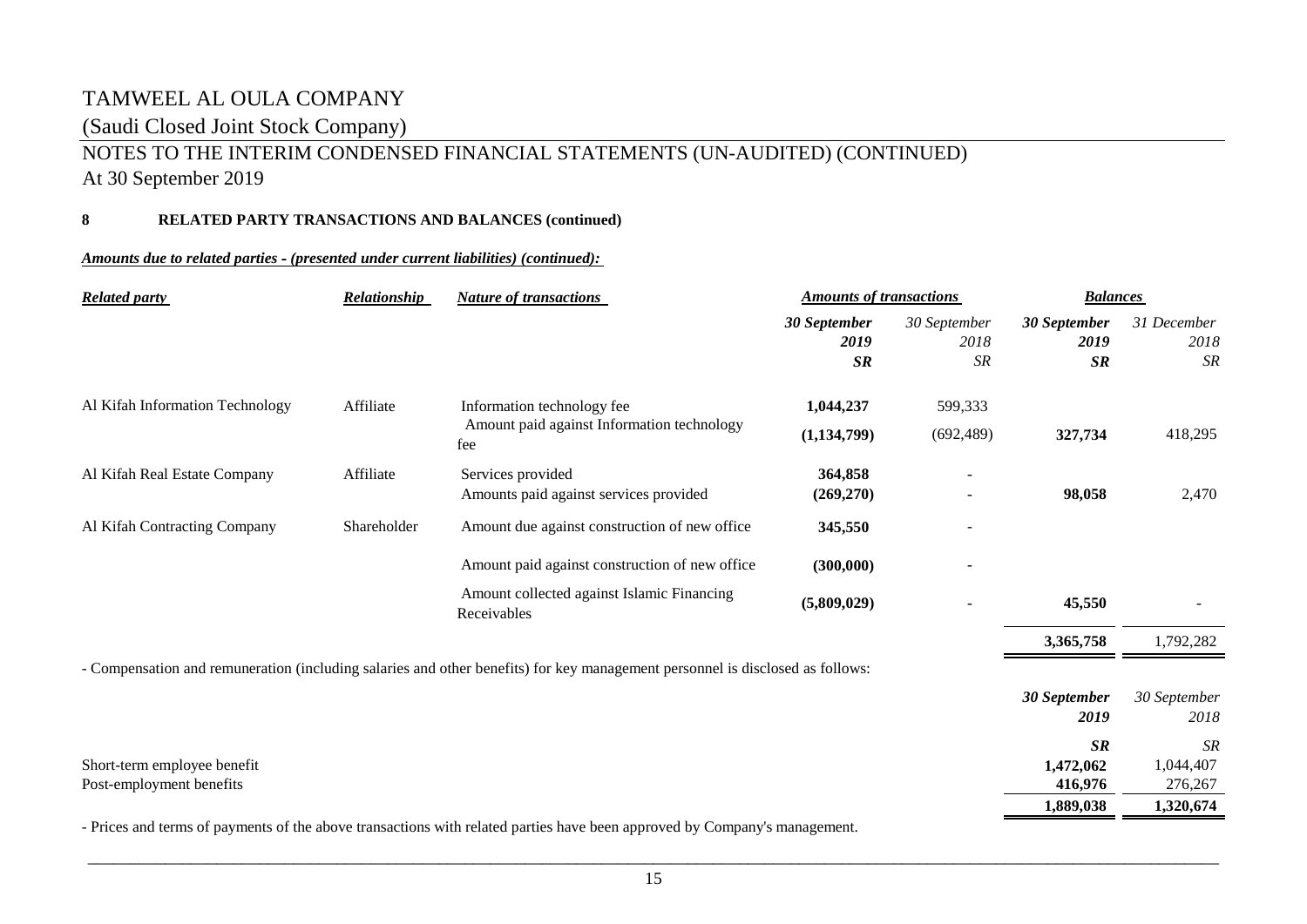# TAMWEEL AL OULA COMPANY

(Saudi Closed Joint Stock Company)

NOTES TO THE INTERIM CONDENSED FINANCIAL STATEMENTS (UN-AUDITED) (CONTINUED)
At 30 September 2019

**8 RELATED PARTY TRANSACTIONS AND BALANCES (continued)**

***Amounts due to related parties - (presented under current liabilities) (continued):***

| *Related party* | *Relationship* | *Nature of transactions* | *Amounts of transactions* | | *Balances* | |
|---|---|---|---|---|---|---|
| | | | ***30 September 2019 SR*** | *30 September 2018 SR* | ***30 September 2019 SR*** | *31 December 2018 SR* |
| Al Kifah Information Technology | Affiliate | Information technology fee | **1,044,237** | 599,333 | | |
| | | Amount paid against Information technology fee | **(1,134,799)** | (692,489) | **327,734** | 418,295 |
| Al Kifah Real Estate Company | Affiliate | Services provided | **364,858** | - | | |
| | | Amounts paid against services provided | **(269,270)** | - | **98,058** | 2,470 |
| Al Kifah Contracting Company | Shareholder | Amount due against construction of new office | **345,550** | - | | |
| | | Amount paid against construction of new office | **(300,000)** | - | | |
| | | Amount collected against Islamic Financing Receivables | **(5,809,029)** | - | **45,550** | - |
| | | | | | **3,365,758** | 1,792,282 |

- Compensation and remuneration (including salaries and other benefits) for key management personnel is disclosed as follows:

| | ***30 September 2019*** | *30 September 2018* |
|---|---|---|
| | ***SR*** | *SR* |
| Short-term employee benefit | **1,472,062** | 1,044,407 |
| Post-employment benefits | **416,976** | 276,267 |
| | **1,889,038** | **1,320,674** |

- Prices and terms of payments of the above transactions with related parties have been approved by Company's management.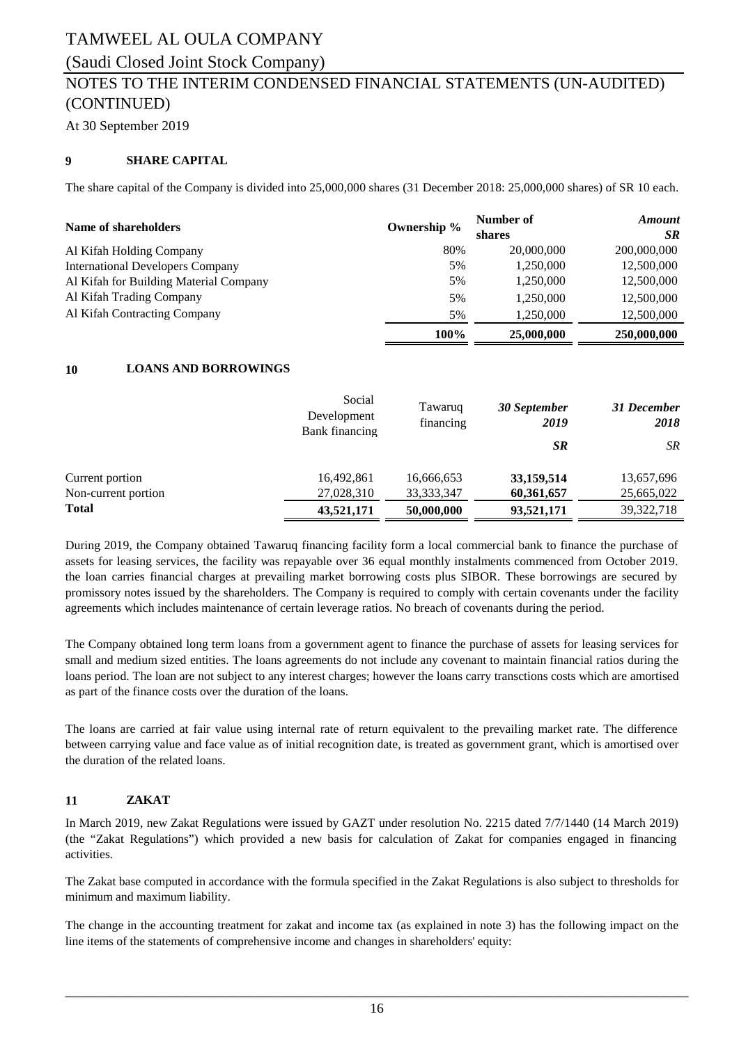## 9 SHARE CAPITAL

The share capital of the Company is divided into 25,000,000 shares (31 December 2018: 25,000,000 shares) of SR 10 each.

| Name of shareholders | Ownership % | Number of shares | *Amount SR* |
|---|---|---|---|
| Al Kifah Holding Company | 80% | 20,000,000 | 200,000,000 |
| International Developers Company | 5% | 1,250,000 | 12,500,000 |
| Al Kifah for Building Material Company | 5% | 1,250,000 | 12,500,000 |
| Al Kifah Trading Company | 5% | 1,250,000 | 12,500,000 |
| Al Kifah Contracting Company | 5% | 1,250,000 | 12,500,000 |
| | **100%** | **25,000,000** | **250,000,000** |

## 10 LOANS AND BORROWINGS

| | Social Development Bank financing | Tawaruq financing | *30 September 2019* | *31 December 2018* |
|---|---|---|---|---|
| | | | ***SR*** | *SR* |
| Current portion | 16,492,861 | 16,666,653 | **33,159,514** | 13,657,696 |
| Non-current portion | 27,028,310 | 33,333,347 | **60,361,657** | 25,665,022 |
| **Total** | **43,521,171** | **50,000,000** | **93,521,171** | 39,322,718 |

During 2019, the Company obtained Tawaruq financing facility form a local commercial bank to finance the purchase of assets for leasing services, the facility was repayable over 36 equal monthly instalments commenced from October 2019. the loan carries financial charges at prevailing market borrowing costs plus SIBOR. These borrowings are secured by promissory notes issued by the shareholders. The Company is required to comply with certain covenants under the facility agreements which includes maintenance of certain leverage ratios. No breach of covenants during the period.

The Company obtained long term loans from a government agent to finance the purchase of assets for leasing services for small and medium sized entities. The loans agreements do not include any covenant to maintain financial ratios during the loans period. The loan are not subject to any interest charges; however the loans carry transctions costs which are amortised as part of the finance costs over the duration of the loans.

The loans are carried at fair value using internal rate of return equivalent to the prevailing market rate. The difference between carrying value and face value as of initial recognition date, is treated as government grant, which is amortised over the duration of the related loans.

## 11 ZAKAT

In March 2019, new Zakat Regulations were issued by GAZT under resolution No. 2215 dated 7/7/1440 (14 March 2019) (the "Zakat Regulations") which provided a new basis for calculation of Zakat for companies engaged in financing activities.

The Zakat base computed in accordance with the formula specified in the Zakat Regulations is also subject to thresholds for minimum and maximum liability.

The change in the accounting treatment for zakat and income tax (as explained in note 3) has the following impact on the line items of the statements of comprehensive income and changes in shareholders' equity: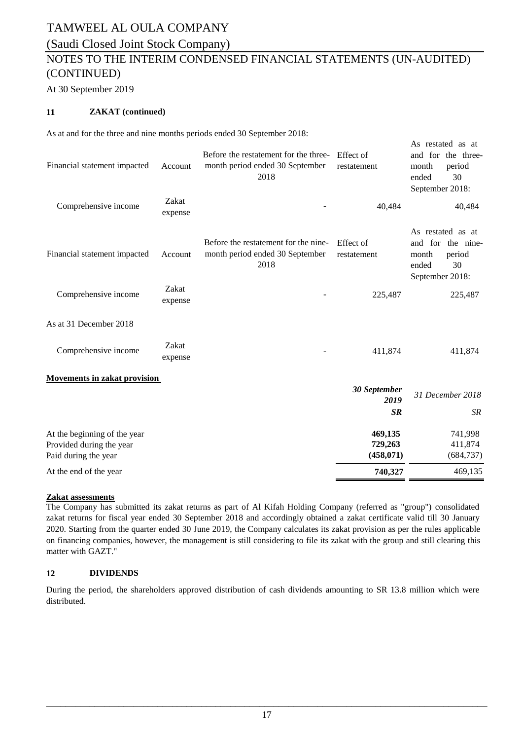# TAMWEEL AL OULA COMPANY

(Saudi Closed Joint Stock Company)

NOTES TO THE INTERIM CONDENSED FINANCIAL STATEMENTS (UN-AUDITED) (CONTINUED)

At 30 September 2019

## 11 ZAKAT (continued)

As at and for the three and nine months periods ended 30 September 2018:

| Financial statement impacted | Account | Before the restatement for the three-month period ended 30 September 2018 | Effect of restatement | As restated as at and for the three-month period ended 30 September 2018: |
|---|---|---|---|---|
| Comprehensive income | Zakat expense | - | 40,484 | 40,484 |

| Financial statement impacted | Account | Before the restatement for the nine-month period ended 30 September 2018 | Effect of restatement | As restated as at and for the nine-month period ended 30 September 2018: |
|---|---|---|---|---|
| Comprehensive income | Zakat expense | - | 225,487 | 225,487 |
| As at 31 December 2018 | | | | |
| Comprehensive income | Zakat expense | - | 411,874 | 411,874 |

**Movements in zakat provision**

| | *30 September 2019* | *31 December 2018* |
|---|---|---|
| | ***SR*** | *SR* |
| At the beginning of the year | **469,135** | 741,998 |
| Provided during the year | **729,263** | 411,874 |
| Paid during the year | **(458,071)** | (684,737) |
| At the end of the year | **740,327** | 469,135 |

**Zakat assessments**

The Company has submitted its zakat returns as part of Al Kifah Holding Company (referred as "group") consolidated zakat returns for fiscal year ended 30 September 2018 and accordingly obtained a zakat certificate valid till 30 January 2020. Starting from the quarter ended 30 June 2019, the Company calculates its zakat provision as per the rules applicable on financing companies, however, the management is still considering to file its zakat with the group and still clearing this matter with GAZT."

## 12 DIVIDENDS

During the period, the shareholders approved distribution of cash dividends amounting to SR 13.8 million which were distributed.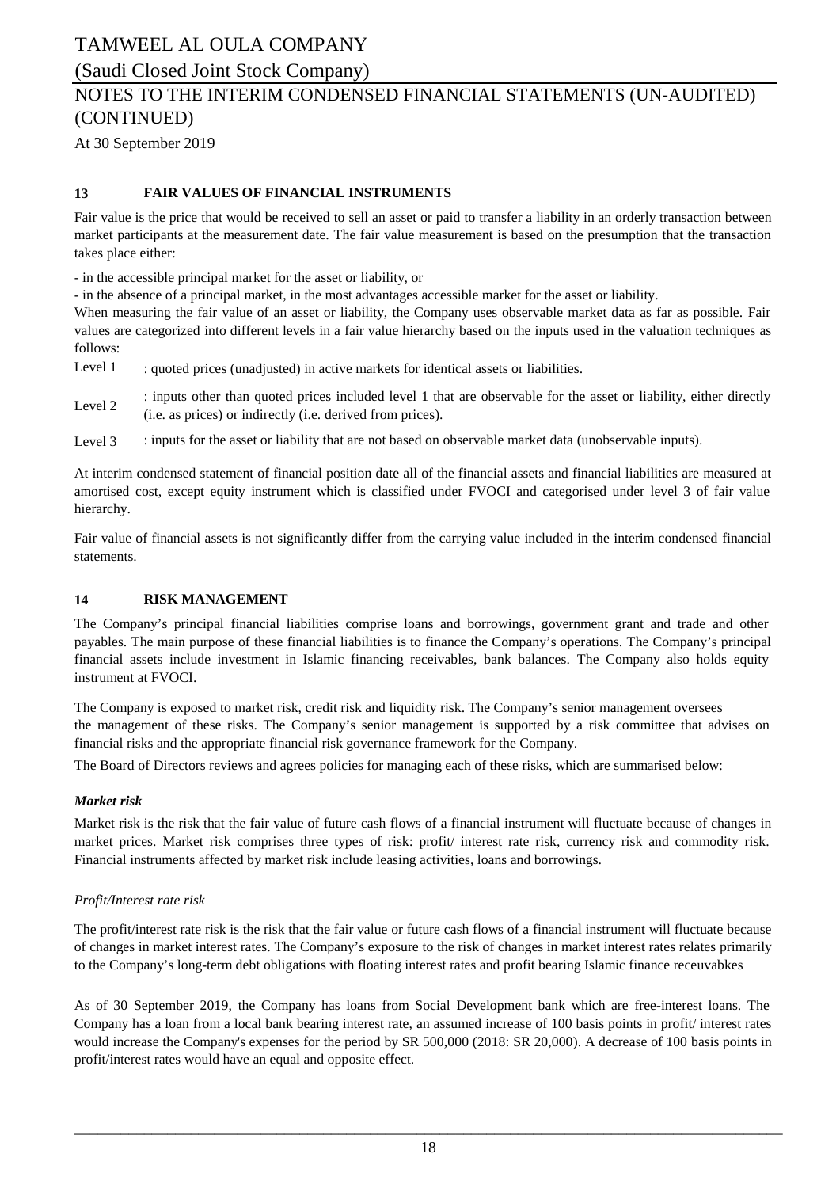# TAMWEEL AL OULA COMPANY

(Saudi Closed Joint Stock Company)

NOTES TO THE INTERIM CONDENSED FINANCIAL STATEMENTS (UN-AUDITED) (CONTINUED)

At 30 September 2019

## 13 FAIR VALUES OF FINANCIAL INSTRUMENTS

Fair value is the price that would be received to sell an asset or paid to transfer a liability in an orderly transaction between market participants at the measurement date. The fair value measurement is based on the presumption that the transaction takes place either:

- in the accessible principal market for the asset or liability, or
- in the absence of a principal market, in the most advantages accessible market for the asset or liability.

When measuring the fair value of an asset or liability, the Company uses observable market data as far as possible. Fair values are categorized into different levels in a fair value hierarchy based on the inputs used in the valuation techniques as follows:

Level 1 : quoted prices (unadjusted) in active markets for identical assets or liabilities.

Level 2 : inputs other than quoted prices included level 1 that are observable for the asset or liability, either directly (i.e. as prices) or indirectly (i.e. derived from prices).

Level 3 : inputs for the asset or liability that are not based on observable market data (unobservable inputs).

At interim condensed statement of financial position date all of the financial assets and financial liabilities are measured at amortised cost, except equity instrument which is classified under FVOCI and categorised under level 3 of fair value hierarchy.

Fair value of financial assets is not significantly differ from the carrying value included in the interim condensed financial statements.

## 14 RISK MANAGEMENT

The Company's principal financial liabilities comprise loans and borrowings, government grant and trade and other payables. The main purpose of these financial liabilities is to finance the Company's operations. The Company's principal financial assets include investment in Islamic financing receivables, bank balances. The Company also holds equity instrument at FVOCI.

The Company is exposed to market risk, credit risk and liquidity risk. The Company's senior management oversees the management of these risks. The Company's senior management is supported by a risk committee that advises on financial risks and the appropriate financial risk governance framework for the Company.

The Board of Directors reviews and agrees policies for managing each of these risks, which are summarised below:

***Market risk***

Market risk is the risk that the fair value of future cash flows of a financial instrument will fluctuate because of changes in market prices. Market risk comprises three types of risk: profit/ interest rate risk, currency risk and commodity risk. Financial instruments affected by market risk include leasing activities, loans and borrowings.

*Profit/Interest rate risk*

The profit/interest rate risk is the risk that the fair value or future cash flows of a financial instrument will fluctuate because of changes in market interest rates. The Company's exposure to the risk of changes in market interest rates relates primarily to the Company's long-term debt obligations with floating interest rates and profit bearing Islamic finance receuvabkes

As of 30 September 2019, the Company has loans from Social Development bank which are free-interest loans. The Company has a loan from a local bank bearing interest rate, an assumed increase of 100 basis points in profit/ interest rates would increase the Company's expenses for the period by SR 500,000 (2018: SR 20,000). A decrease of 100 basis points in profit/interest rates would have an equal and opposite effect.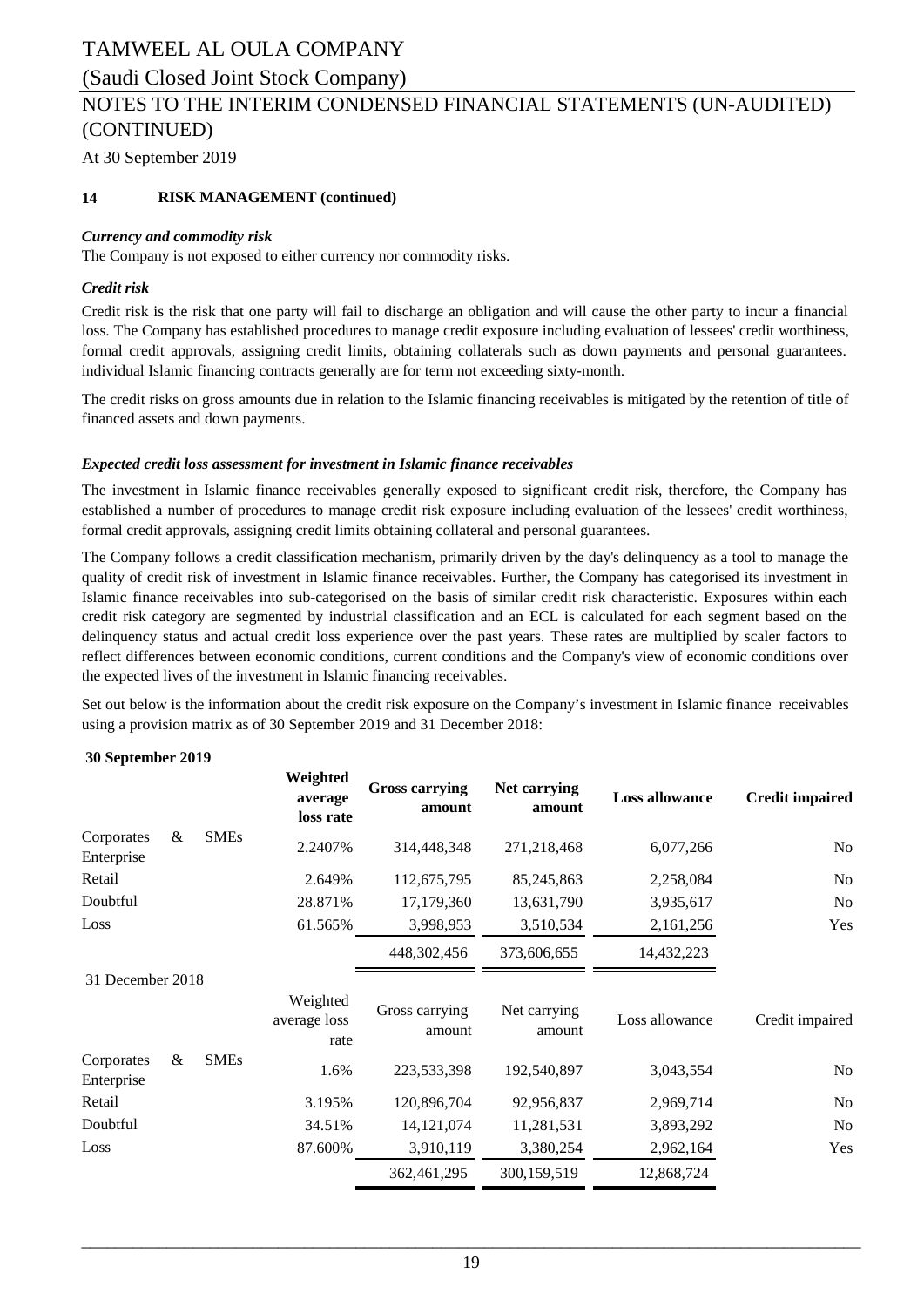# TAMWEEL AL OULA COMPANY

(Saudi Closed Joint Stock Company)

## NOTES TO THE INTERIM CONDENSED FINANCIAL STATEMENTS (UN-AUDITED) (CONTINUED)

At 30 September 2019

### 14 RISK MANAGEMENT (continued)

***Currency and commodity risk***

The Company is not exposed to either currency nor commodity risks.

***Credit risk***

Credit risk is the risk that one party will fail to discharge an obligation and will cause the other party to incur a financial loss. The Company has established procedures to manage credit exposure including evaluation of lessees' credit worthiness, formal credit approvals, assigning credit limits, obtaining collaterals such as down payments and personal guarantees. individual Islamic financing contracts generally are for term not exceeding sixty-month.

The credit risks on gross amounts due in relation to the Islamic financing receivables is mitigated by the retention of title of financed assets and down payments.

***Expected credit loss assessment for investment in Islamic finance receivables***

The investment in Islamic finance receivables generally exposed to significant credit risk, therefore, the Company has established a number of procedures to manage credit risk exposure including evaluation of the lessees' credit worthiness, formal credit approvals, assigning credit limits obtaining collateral and personal guarantees.

The Company follows a credit classification mechanism, primarily driven by the day's delinquency as a tool to manage the quality of credit risk of investment in Islamic finance receivables. Further, the Company has categorised its investment in Islamic finance receivables into sub-categorised on the basis of similar credit risk characteristic. Exposures within each credit risk category are segmented by industrial classification and an ECL is calculated for each segment based on the delinquency status and actual credit loss experience over the past years. These rates are multiplied by scaler factors to reflect differences between economic conditions, current conditions and the Company's view of economic conditions over the expected lives of the investment in Islamic financing receivables.

Set out below is the information about the credit risk exposure on the Company's investment in Islamic finance receivables using a provision matrix as of 30 September 2019 and 31 December 2018:

**30 September 2019**

| | Weighted average loss rate | Gross carrying amount | Net carrying amount | Loss allowance | Credit impaired |
|---|---|---|---|---|---|
| Corporates & SMEs Enterprise | 2.2407% | 314,448,348 | 271,218,468 | 6,077,266 | No |
| Retail | 2.649% | 112,675,795 | 85,245,863 | 2,258,084 | No |
| Doubtful | 28.871% | 17,179,360 | 13,631,790 | 3,935,617 | No |
| Loss | 61.565% | 3,998,953 | 3,510,534 | 2,161,256 | Yes |
| | | 448,302,456 | 373,606,655 | 14,432,223 | |

31 December 2018

| | Weighted average loss rate | Gross carrying amount | Net carrying amount | Loss allowance | Credit impaired |
|---|---|---|---|---|---|
| Corporates & SMEs Enterprise | 1.6% | 223,533,398 | 192,540,897 | 3,043,554 | No |
| Retail | 3.195% | 120,896,704 | 92,956,837 | 2,969,714 | No |
| Doubtful | 34.51% | 14,121,074 | 11,281,531 | 3,893,292 | No |
| Loss | 87.600% | 3,910,119 | 3,380,254 | 2,962,164 | Yes |
| | | 362,461,295 | 300,159,519 | 12,868,724 | |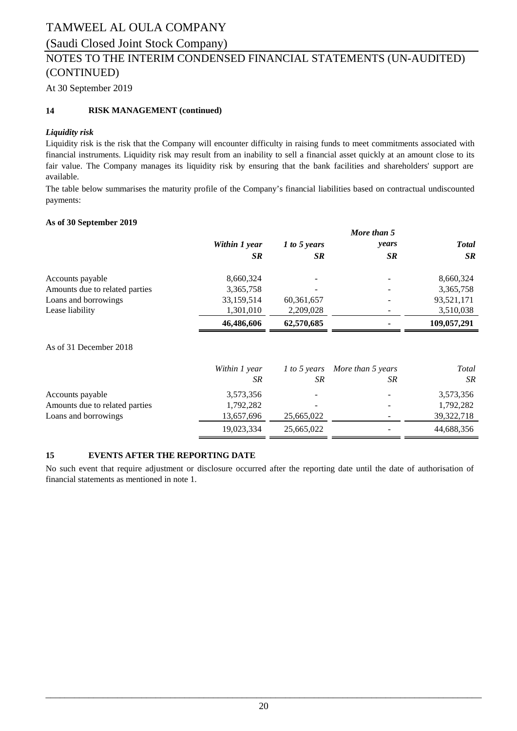# TAMWEEL AL OULA COMPANY

(Saudi Closed Joint Stock Company)

NOTES TO THE INTERIM CONDENSED FINANCIAL STATEMENTS (UN-AUDITED) (CONTINUED)

At 30 September 2019

## 14 RISK MANAGEMENT (continued)

### *Liquidity risk*

Liquidity risk is the risk that the Company will encounter difficulty in raising funds to meet commitments associated with financial instruments. Liquidity risk may result from an inability to sell a financial asset quickly at an amount close to its fair value. The Company manages its liquidity risk by ensuring that the bank facilities and shareholders' support are available.

The table below summarises the maturity profile of the Company's financial liabilities based on contractual undiscounted payments:

**As of 30 September 2019**

| | ***Within 1 year*** | ***1 to 5 years*** | ***More than 5 years*** | ***Total*** |
|---|---|---|---|---|
| | ***SR*** | ***SR*** | ***SR*** | ***SR*** |
| Accounts payable | 8,660,324 | - | - | 8,660,324 |
| Amounts due to related parties | 3,365,758 | - | - | 3,365,758 |
| Loans and borrowings | 33,159,514 | 60,361,657 | - | 93,521,171 |
| Lease liability | 1,301,010 | 2,209,028 | - | 3,510,038 |
| | **46,486,606** | **62,570,685** | **-** | **109,057,291** |

As of 31 December 2018

| | *Within 1 year* | *1 to 5 years* | *More than 5 years* | *Total* |
|---|---|---|---|---|
| | *SR* | *SR* | *SR* | *SR* |
| Accounts payable | 3,573,356 | - | - | 3,573,356 |
| Amounts due to related parties | 1,792,282 | - | - | 1,792,282 |
| Loans and borrowings | 13,657,696 | 25,665,022 | - | 39,322,718 |
| | 19,023,334 | 25,665,022 | - | 44,688,356 |

## 15 EVENTS AFTER THE REPORTING DATE

No such event that require adjustment or disclosure occurred after the reporting date until the date of authorisation of financial statements as mentioned in note 1.